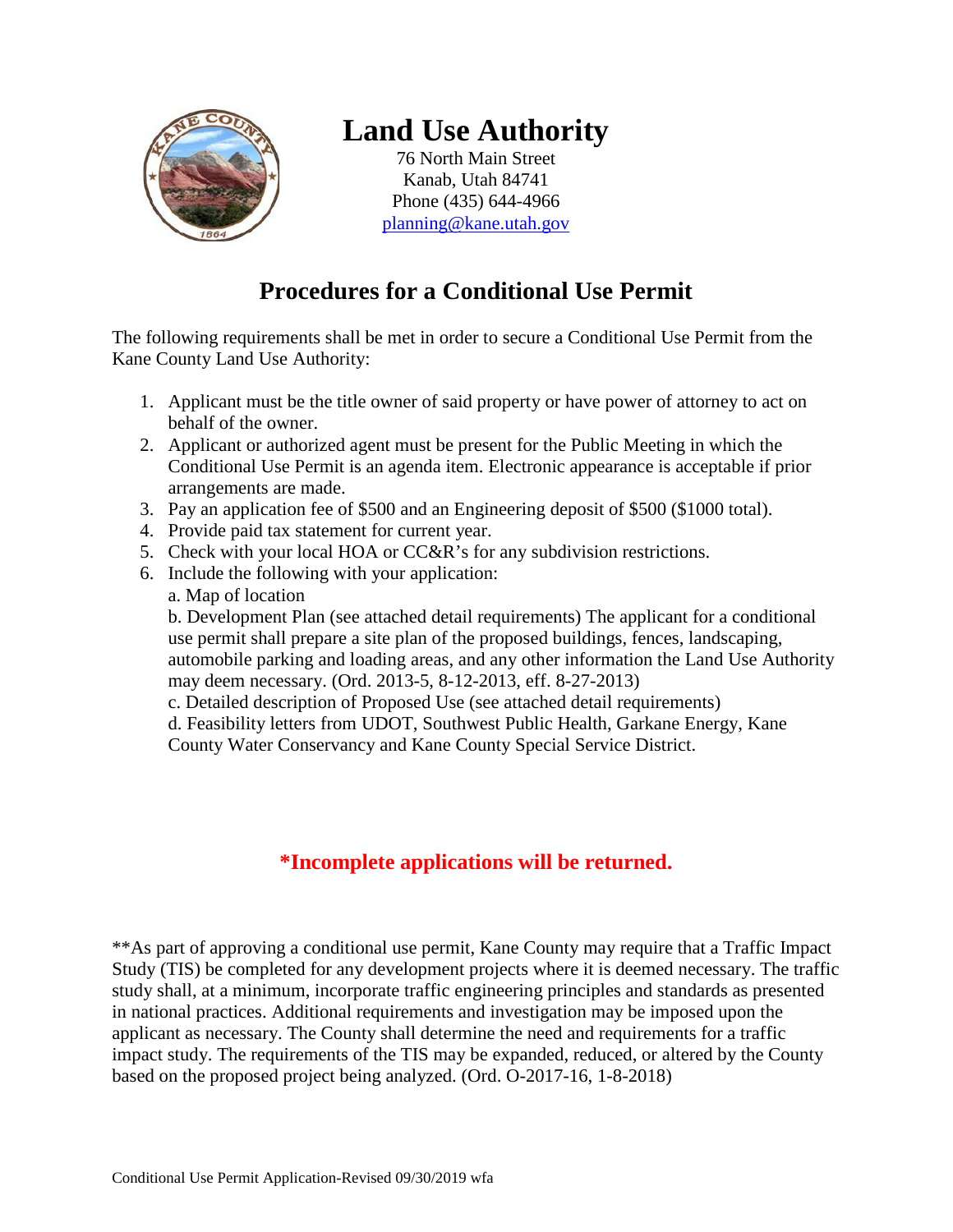# Land Use Authority

76 North Main Street
Kanab, Utah 84741
Phone (435) 644-4966
planning@kane.utah.gov

## Procedures for a Conditional Use Permit

The following requirements shall be met in order to secure a Conditional Use Permit from the Kane County Land Use Authority:

1. Applicant must be the title owner of said property or have power of attorney to act on behalf of the owner.
2. Applicant or authorized agent must be present for the Public Meeting in which the Conditional Use Permit is an agenda item. Electronic appearance is acceptable if prior arrangements are made.
3. Pay an application fee of $500 and an Engineering deposit of $500 ($1000 total).
4. Provide paid tax statement for current year.
5. Check with your local HOA or CC&R's for any subdivision restrictions.
6. Include the following with your application:
   a. Map of location
   b. Development Plan (see attached detail requirements) The applicant for a conditional use permit shall prepare a site plan of the proposed buildings, fences, landscaping, automobile parking and loading areas, and any other information the Land Use Authority may deem necessary. (Ord. 2013-5, 8-12-2013, eff. 8-27-2013)
   c. Detailed description of Proposed Use (see attached detail requirements)
   d. Feasibility letters from UDOT, Southwest Public Health, Garkane Energy, Kane County Water Conservancy and Kane County Special Service District.

**\*Incomplete applications will be returned.**

**As part of approving a conditional use permit, Kane County may require that a Traffic Impact Study (TIS) be completed for any development projects where it is deemed necessary. The traffic study shall, at a minimum, incorporate traffic engineering principles and standards as presented in national practices. Additional requirements and investigation may be imposed upon the applicant as necessary. The County shall determine the need and requirements for a traffic impact study. The requirements of the TIS may be expanded, reduced, or altered by the County based on the proposed project being analyzed. (Ord. O-2017-16, 1-8-2018)

Conditional Use Permit Application-Revised 09/30/2019 wfa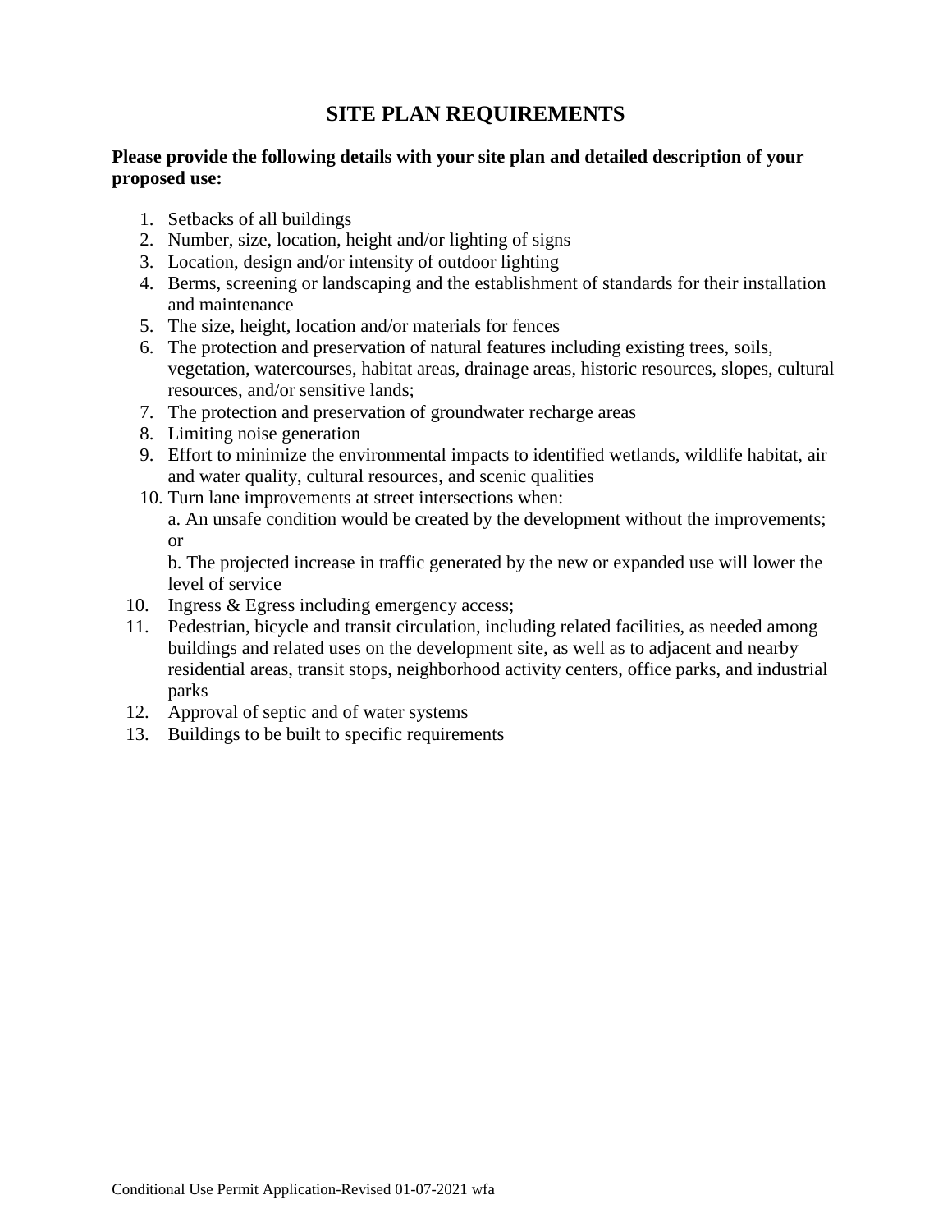# SITE PLAN REQUIREMENTS

**Please provide the following details with your site plan and detailed description of your proposed use:**

1. Setbacks of all buildings
2. Number, size, location, height and/or lighting of signs
3. Location, design and/or intensity of outdoor lighting
4. Berms, screening or landscaping and the establishment of standards for their installation and maintenance
5. The size, height, location and/or materials for fences
6. The protection and preservation of natural features including existing trees, soils, vegetation, watercourses, habitat areas, drainage areas, historic resources, slopes, cultural resources, and/or sensitive lands;
7. The protection and preservation of groundwater recharge areas
8. Limiting noise generation
9. Effort to minimize the environmental impacts to identified wetlands, wildlife habitat, air and water quality, cultural resources, and scenic qualities
10. Turn lane improvements at street intersections when:

    a. An unsafe condition would be created by the development without the improvements; or

    b. The projected increase in traffic generated by the new or expanded use will lower the level of service
10. Ingress & Egress including emergency access;
11. Pedestrian, bicycle and transit circulation, including related facilities, as needed among buildings and related uses on the development site, as well as to adjacent and nearby residential areas, transit stops, neighborhood activity centers, office parks, and industrial parks
12. Approval of septic and of water systems
13. Buildings to be built to specific requirements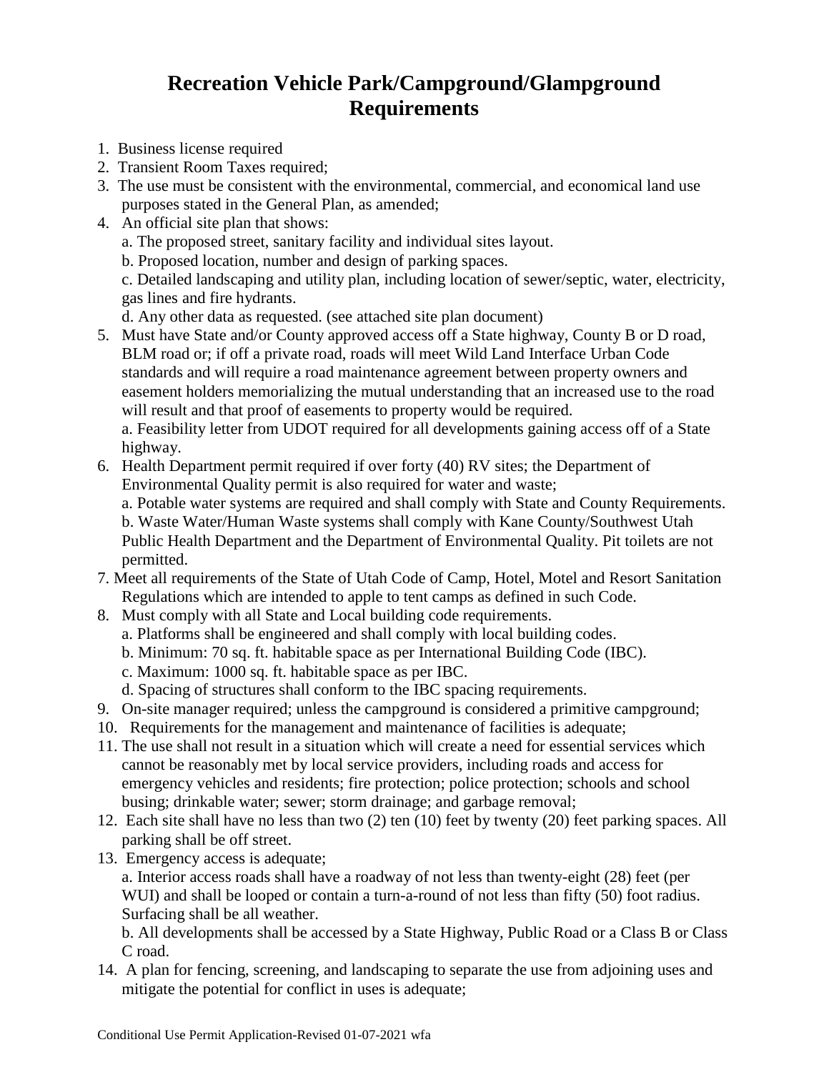# Recreation Vehicle Park/Campground/Glampground Requirements

1. Business license required
2. Transient Room Taxes required;
3. The use must be consistent with the environmental, commercial, and economical land use purposes stated in the General Plan, as amended;
4. An official site plan that shows:
   a. The proposed street, sanitary facility and individual sites layout.
   b. Proposed location, number and design of parking spaces.
   c. Detailed landscaping and utility plan, including location of sewer/septic, water, electricity, gas lines and fire hydrants.
   d. Any other data as requested. (see attached site plan document)
5. Must have State and/or County approved access off a State highway, County B or D road, BLM road or; if off a private road, roads will meet Wild Land Interface Urban Code standards and will require a road maintenance agreement between property owners and easement holders memorializing the mutual understanding that an increased use to the road will result and that proof of easements to property would be required.
   a. Feasibility letter from UDOT required for all developments gaining access off of a State highway.
6. Health Department permit required if over forty (40) RV sites; the Department of Environmental Quality permit is also required for water and waste;
   a. Potable water systems are required and shall comply with State and County Requirements.
   b. Waste Water/Human Waste systems shall comply with Kane County/Southwest Utah Public Health Department and the Department of Environmental Quality. Pit toilets are not permitted.
7. Meet all requirements of the State of Utah Code of Camp, Hotel, Motel and Resort Sanitation Regulations which are intended to apple to tent camps as defined in such Code.
8. Must comply with all State and Local building code requirements.
   a. Platforms shall be engineered and shall comply with local building codes.
   b. Minimum: 70 sq. ft. habitable space as per International Building Code (IBC).
   c. Maximum: 1000 sq. ft. habitable space as per IBC.
   d. Spacing of structures shall conform to the IBC spacing requirements.
9. On-site manager required; unless the campground is considered a primitive campground;
10. Requirements for the management and maintenance of facilities is adequate;
11. The use shall not result in a situation which will create a need for essential services which cannot be reasonably met by local service providers, including roads and access for emergency vehicles and residents; fire protection; police protection; schools and school busing; drinkable water; sewer; storm drainage; and garbage removal;
12. Each site shall have no less than two (2) ten (10) feet by twenty (20) feet parking spaces. All parking shall be off street.
13. Emergency access is adequate;
    a. Interior access roads shall have a roadway of not less than twenty-eight (28) feet (per WUI) and shall be looped or contain a turn-a-round of not less than fifty (50) foot radius. Surfacing shall be all weather.
    b. All developments shall be accessed by a State Highway, Public Road or a Class B or Class C road.
14. A plan for fencing, screening, and landscaping to separate the use from adjoining uses and mitigate the potential for conflict in uses is adequate;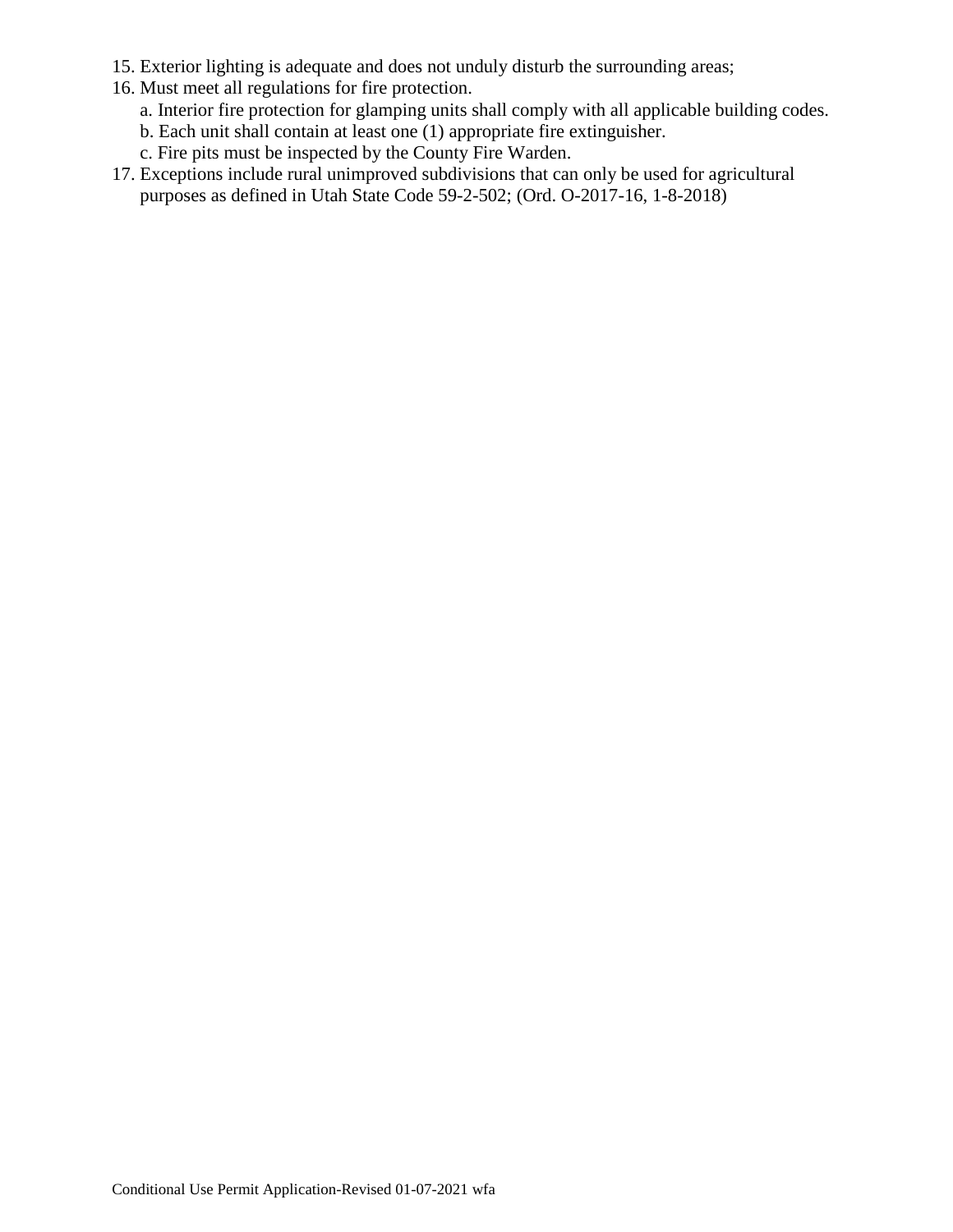15. Exterior lighting is adequate and does not unduly disturb the surrounding areas;
16. Must meet all regulations for fire protection.
    a. Interior fire protection for glamping units shall comply with all applicable building codes.
    b. Each unit shall contain at least one (1) appropriate fire extinguisher.
    c. Fire pits must be inspected by the County Fire Warden.
17. Exceptions include rural unimproved subdivisions that can only be used for agricultural purposes as defined in Utah State Code 59-2-502; (Ord. O-2017-16, 1-8-2018)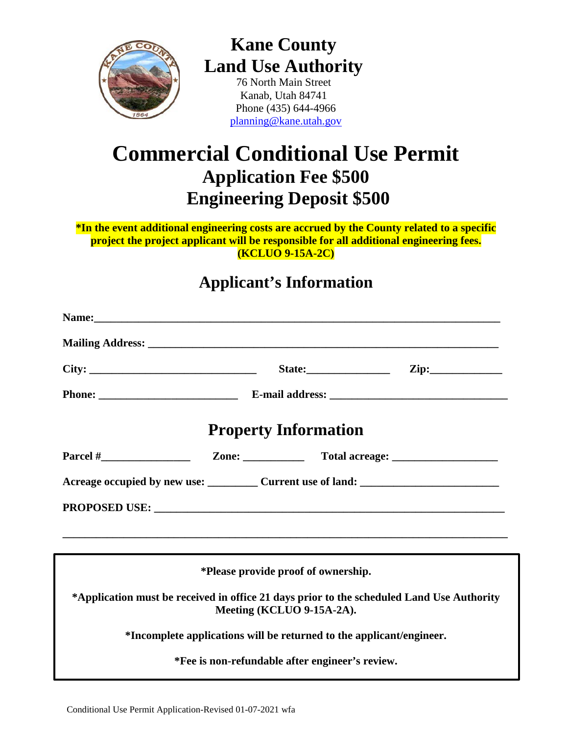# Kane County Land Use Authority

76 North Main Street
Kanab, Utah 84741
Phone (435) 644-4966
planning@kane.utah.gov

# Commercial Conditional Use Permit

## Application Fee $500

## Engineering Deposit $500

**\*In the event additional engineering costs are accrued by the County related to a specific project the project applicant will be responsible for all additional engineering fees. (KCLUO 9-15A-2C)**

## Applicant's Information

**Name:**\_\_\_\_\_\_\_\_\_\_\_\_\_\_\_\_\_\_\_\_\_\_\_\_\_\_\_\_\_\_\_\_\_\_\_\_\_\_\_\_\_\_\_\_\_\_\_\_\_\_\_\_\_\_\_\_\_\_\_\_\_\_\_\_\_\_\_\_\_\_\_

**Mailing Address:** \_\_\_\_\_\_\_\_\_\_\_\_\_\_\_\_\_\_\_\_\_\_\_\_\_\_\_\_\_\_\_\_\_\_\_\_\_\_\_\_\_\_\_\_\_\_\_\_\_\_\_\_\_\_\_\_\_\_\_\_\_\_

**City:** \_\_\_\_\_\_\_\_\_\_\_\_\_\_\_\_\_\_\_\_\_\_\_\_\_\_\_\_\_\_ **State:**\_\_\_\_\_\_\_\_\_\_\_\_\_\_\_ **Zip:**\_\_\_\_\_\_\_\_\_\_\_\_\_

**Phone:** \_\_\_\_\_\_\_\_\_\_\_\_\_\_\_\_\_\_\_\_\_\_\_\_\_\_ **E-mail address:** \_\_\_\_\_\_\_\_\_\_\_\_\_\_\_\_\_\_\_\_\_\_\_\_\_\_\_\_\_\_\_\_\_

## Property Information

**Parcel #**\_\_\_\_\_\_\_\_\_\_\_\_\_\_\_\_ **Zone:** \_\_\_\_\_\_\_\_\_\_\_ **Total acreage:** \_\_\_\_\_\_\_\_\_\_\_\_\_\_\_\_\_\_\_

**Acreage occupied by new use:** \_\_\_\_\_\_\_\_\_ **Current use of land:** \_\_\_\_\_\_\_\_\_\_\_\_\_\_\_\_\_\_\_\_\_\_\_\_\_

**PROPOSED USE:** \_\_\_\_\_\_\_\_\_\_\_\_\_\_\_\_\_\_\_\_\_\_\_\_\_\_\_\_\_\_\_\_\_\_\_\_\_\_\_\_\_\_\_\_\_\_\_\_\_\_\_\_\_\_\_\_\_\_\_\_\_\_\_\_

\_\_\_\_\_\_\_\_\_\_\_\_\_\_\_\_\_\_\_\_\_\_\_\_\_\_\_\_\_\_\_\_\_\_\_\_\_\_\_\_\_\_\_\_\_\_\_\_\_\_\_\_\_\_\_\_\_\_\_\_\_\_\_\_\_\_\_\_\_\_\_\_\_\_\_\_\_\_\_\_\_\_

**\*Please provide proof of ownership.**

**\*Application must be received in office 21 days prior to the scheduled Land Use Authority Meeting (KCLUO 9-15A-2A).**

**\*Incomplete applications will be returned to the applicant/engineer.**

**\*Fee is non-refundable after engineer's review.**

Conditional Use Permit Application-Revised 01-07-2021 wfa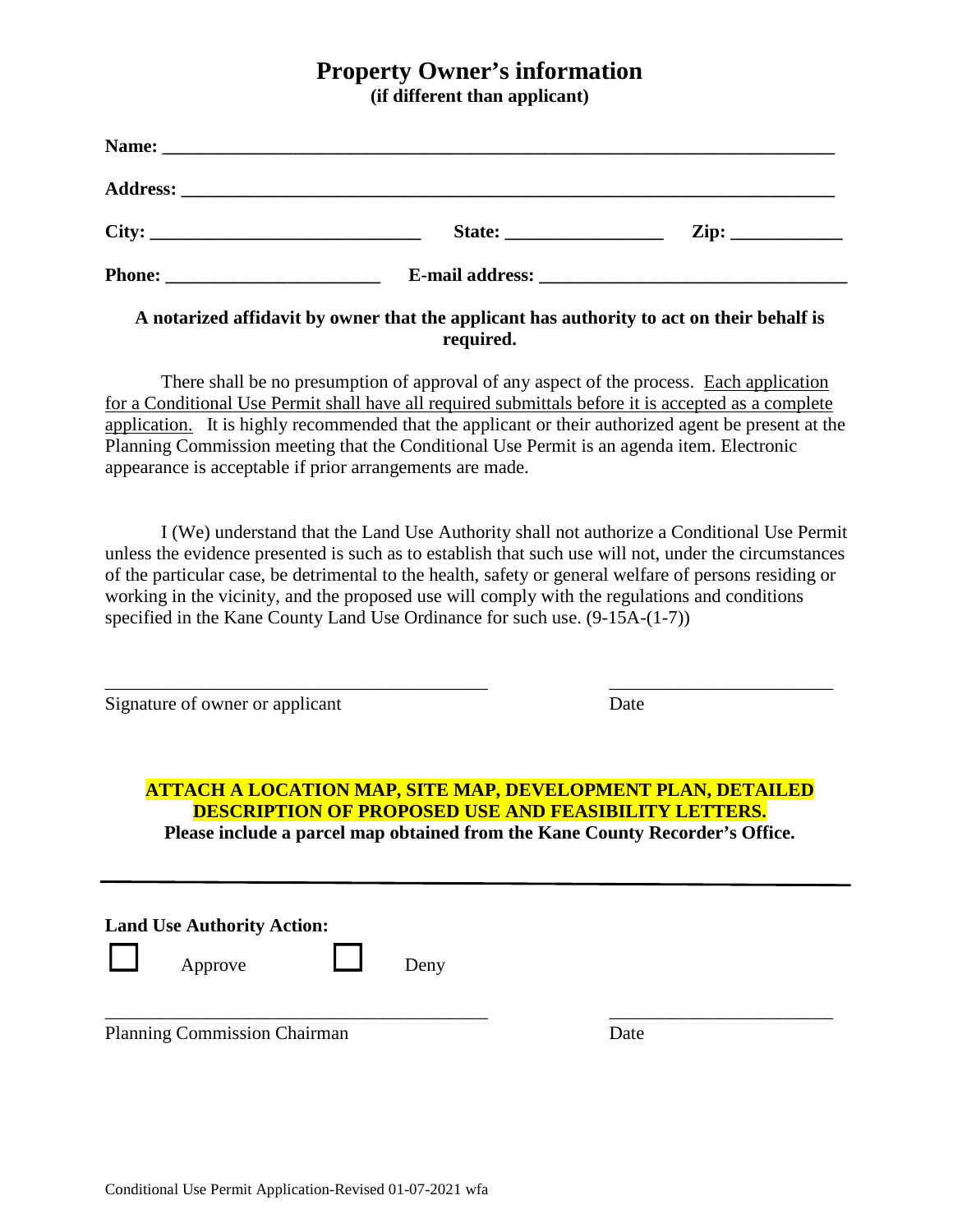# Property Owner's information

**(if different than applicant)**

**Name:** ___________________________________________________________________

**Address:** _________________________________________________________________

**City:** ____________________________ **State:** ________________ **Zip:** ___________

**Phone:** ______________________ **E-mail address:** ________________________________

**A notarized affidavit by owner that the applicant has authority to act on their behalf is required.**

There shall be no presumption of approval of any aspect of the process. Each application for a Conditional Use Permit shall have all required submittals before it is accepted as a complete application. It is highly recommended that the applicant or their authorized agent be present at the Planning Commission meeting that the Conditional Use Permit is an agenda item. Electronic appearance is acceptable if prior arrangements are made.

I (We) understand that the Land Use Authority shall not authorize a Conditional Use Permit unless the evidence presented is such as to establish that such use will not, under the circumstances of the particular case, be detrimental to the health, safety or general welfare of persons residing or working in the vicinity, and the proposed use will comply with the regulations and conditions specified in the Kane County Land Use Ordinance for such use. (9-15A-(1-7))

________________________________________ ______________________

Signature of owner or applicant Date

**ATTACH A LOCATION MAP, SITE MAP, DEVELOPMENT PLAN, DETAILED DESCRIPTION OF PROPOSED USE AND FEASIBILITY LETTERS.**

**Please include a parcel map obtained from the Kane County Recorder's Office.**

---

**Land Use Authority Action:**

☐ Approve ☐ Deny

________________________________________ ______________________

Planning Commission Chairman Date

Conditional Use Permit Application-Revised 01-07-2021 wfa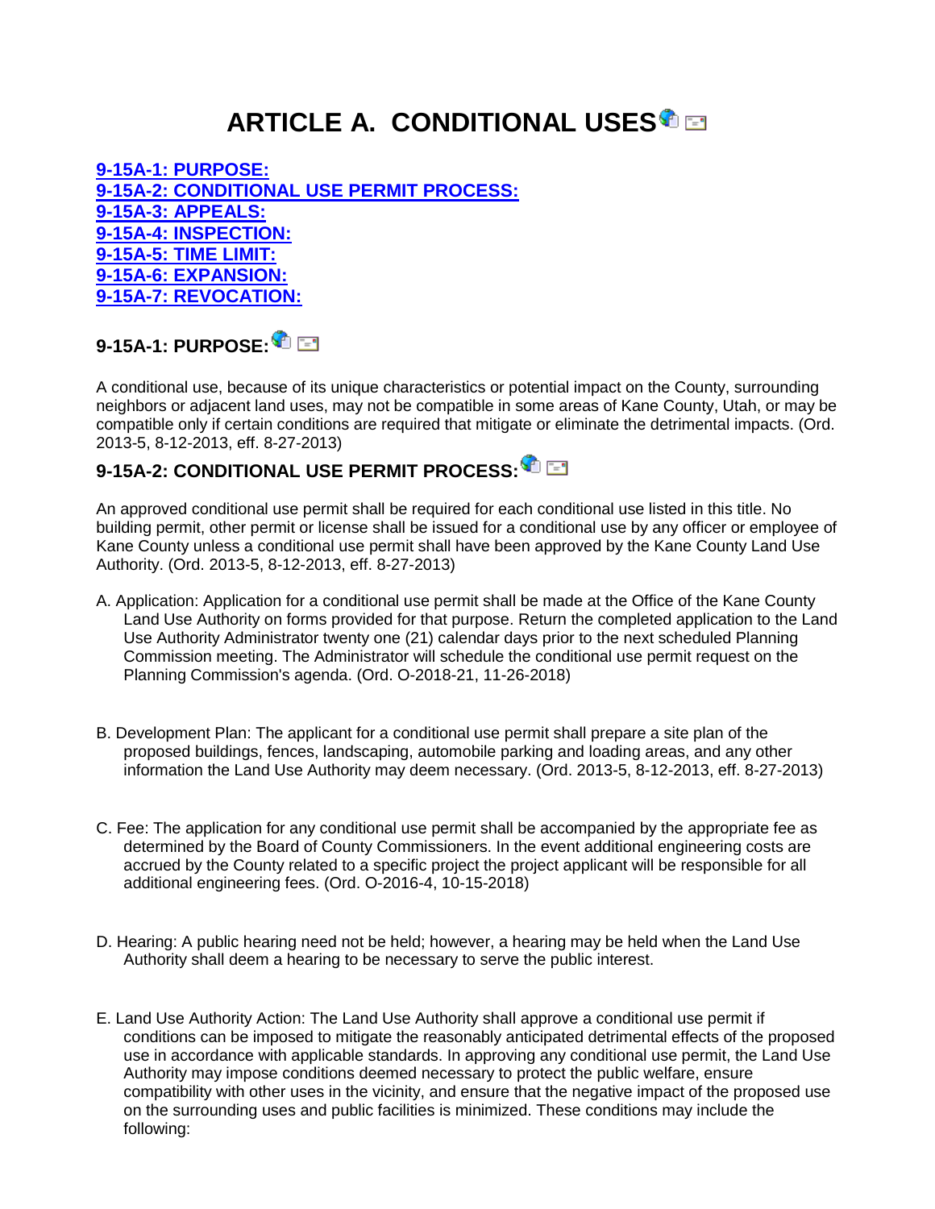# ARTICLE A. CONDITIONAL USES

[9-15A-1: PURPOSE:](#)
[9-15A-2: CONDITIONAL USE PERMIT PROCESS:](#)
[9-15A-3: APPEALS:](#)
[9-15A-4: INSPECTION:](#)
[9-15A-5: TIME LIMIT:](#)
[9-15A-6: EXPANSION:](#)
[9-15A-7: REVOCATION:](#)

## 9-15A-1: PURPOSE:

A conditional use, because of its unique characteristics or potential impact on the County, surrounding neighbors or adjacent land uses, may not be compatible in some areas of Kane County, Utah, or may be compatible only if certain conditions are required that mitigate or eliminate the detrimental impacts. (Ord. 2013-5, 8-12-2013, eff. 8-27-2013)

## 9-15A-2: CONDITIONAL USE PERMIT PROCESS:

An approved conditional use permit shall be required for each conditional use listed in this title. No building permit, other permit or license shall be issued for a conditional use by any officer or employee of Kane County unless a conditional use permit shall have been approved by the Kane County Land Use Authority. (Ord. 2013-5, 8-12-2013, eff. 8-27-2013)

A. Application: Application for a conditional use permit shall be made at the Office of the Kane County Land Use Authority on forms provided for that purpose. Return the completed application to the Land Use Authority Administrator twenty one (21) calendar days prior to the next scheduled Planning Commission meeting. The Administrator will schedule the conditional use permit request on the Planning Commission's agenda. (Ord. O-2018-21, 11-26-2018)

B. Development Plan: The applicant for a conditional use permit shall prepare a site plan of the proposed buildings, fences, landscaping, automobile parking and loading areas, and any other information the Land Use Authority may deem necessary. (Ord. 2013-5, 8-12-2013, eff. 8-27-2013)

C. Fee: The application for any conditional use permit shall be accompanied by the appropriate fee as determined by the Board of County Commissioners. In the event additional engineering costs are accrued by the County related to a specific project the project applicant will be responsible for all additional engineering fees. (Ord. O-2016-4, 10-15-2018)

D. Hearing: A public hearing need not be held; however, a hearing may be held when the Land Use Authority shall deem a hearing to be necessary to serve the public interest.

E. Land Use Authority Action: The Land Use Authority shall approve a conditional use permit if conditions can be imposed to mitigate the reasonably anticipated detrimental effects of the proposed use in accordance with applicable standards. In approving any conditional use permit, the Land Use Authority may impose conditions deemed necessary to protect the public welfare, ensure compatibility with other uses in the vicinity, and ensure that the negative impact of the proposed use on the surrounding uses and public facilities is minimized. These conditions may include the following: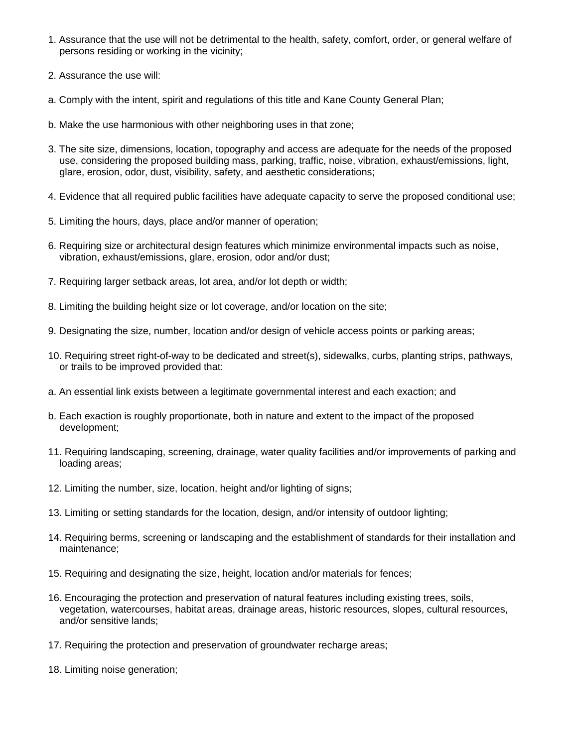1. Assurance that the use will not be detrimental to the health, safety, comfort, order, or general welfare of persons residing or working in the vicinity;

2. Assurance the use will:

a. Comply with the intent, spirit and regulations of this title and Kane County General Plan;

b. Make the use harmonious with other neighboring uses in that zone;

3. The site size, dimensions, location, topography and access are adequate for the needs of the proposed use, considering the proposed building mass, parking, traffic, noise, vibration, exhaust/emissions, light, glare, erosion, odor, dust, visibility, safety, and aesthetic considerations;

4. Evidence that all required public facilities have adequate capacity to serve the proposed conditional use;

5. Limiting the hours, days, place and/or manner of operation;

6. Requiring size or architectural design features which minimize environmental impacts such as noise, vibration, exhaust/emissions, glare, erosion, odor and/or dust;

7. Requiring larger setback areas, lot area, and/or lot depth or width;

8. Limiting the building height size or lot coverage, and/or location on the site;

9. Designating the size, number, location and/or design of vehicle access points or parking areas;

10. Requiring street right-of-way to be dedicated and street(s), sidewalks, curbs, planting strips, pathways, or trails to be improved provided that:

a. An essential link exists between a legitimate governmental interest and each exaction; and

b. Each exaction is roughly proportionate, both in nature and extent to the impact of the proposed development;

11. Requiring landscaping, screening, drainage, water quality facilities and/or improvements of parking and loading areas;

12. Limiting the number, size, location, height and/or lighting of signs;

13. Limiting or setting standards for the location, design, and/or intensity of outdoor lighting;

14. Requiring berms, screening or landscaping and the establishment of standards for their installation and maintenance;

15. Requiring and designating the size, height, location and/or materials for fences;

16. Encouraging the protection and preservation of natural features including existing trees, soils, vegetation, watercourses, habitat areas, drainage areas, historic resources, slopes, cultural resources, and/or sensitive lands;

17. Requiring the protection and preservation of groundwater recharge areas;

18. Limiting noise generation;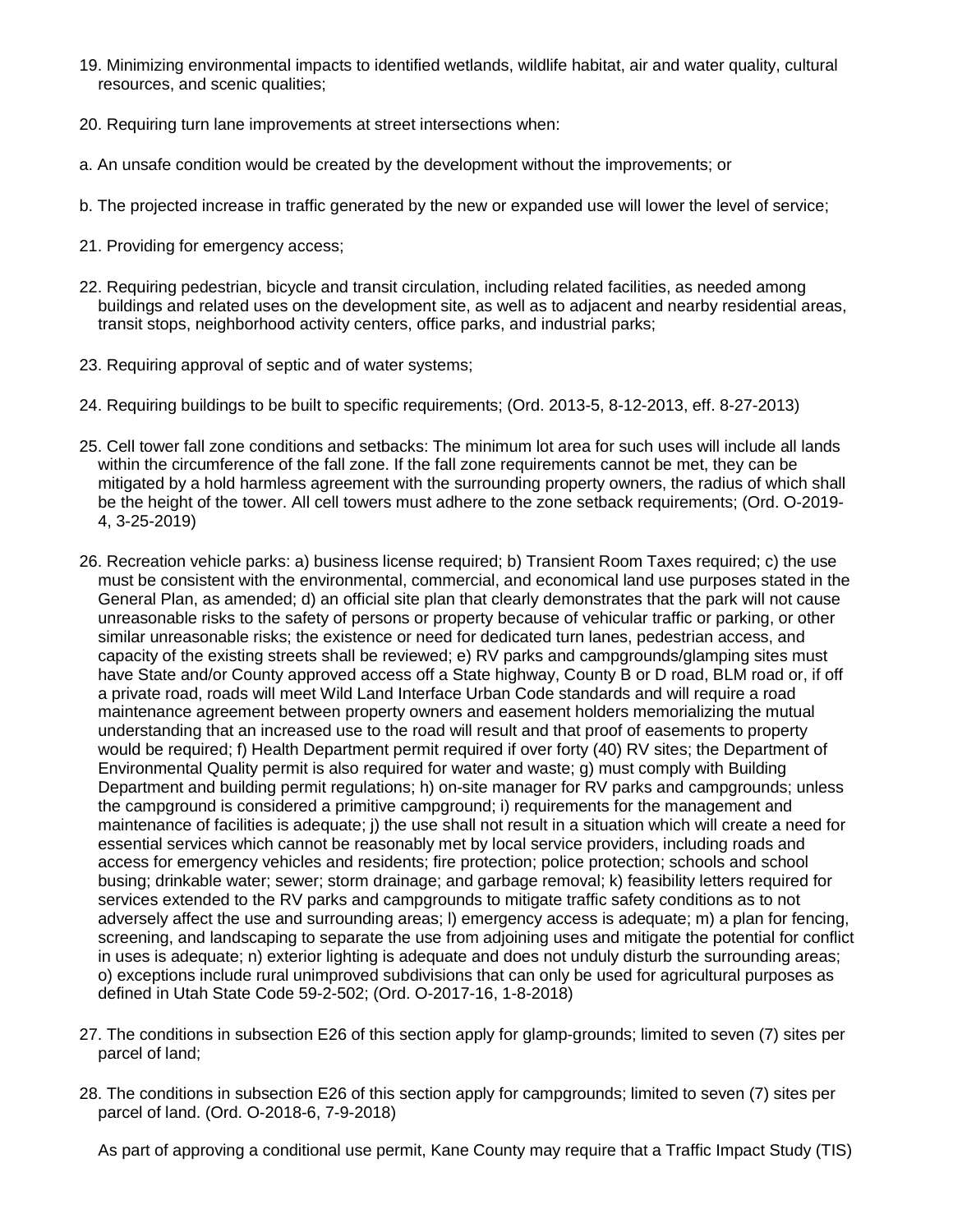19. Minimizing environmental impacts to identified wetlands, wildlife habitat, air and water quality, cultural resources, and scenic qualities;

20. Requiring turn lane improvements at street intersections when:

a. An unsafe condition would be created by the development without the improvements; or

b. The projected increase in traffic generated by the new or expanded use will lower the level of service;

21. Providing for emergency access;

22. Requiring pedestrian, bicycle and transit circulation, including related facilities, as needed among buildings and related uses on the development site, as well as to adjacent and nearby residential areas, transit stops, neighborhood activity centers, office parks, and industrial parks;

23. Requiring approval of septic and of water systems;

24. Requiring buildings to be built to specific requirements; (Ord. 2013-5, 8-12-2013, eff. 8-27-2013)

25. Cell tower fall zone conditions and setbacks: The minimum lot area for such uses will include all lands within the circumference of the fall zone. If the fall zone requirements cannot be met, they can be mitigated by a hold harmless agreement with the surrounding property owners, the radius of which shall be the height of the tower. All cell towers must adhere to the zone setback requirements; (Ord. O-2019-4, 3-25-2019)

26. Recreation vehicle parks: a) business license required; b) Transient Room Taxes required; c) the use must be consistent with the environmental, commercial, and economical land use purposes stated in the General Plan, as amended; d) an official site plan that clearly demonstrates that the park will not cause unreasonable risks to the safety of persons or property because of vehicular traffic or parking, or other similar unreasonable risks; the existence or need for dedicated turn lanes, pedestrian access, and capacity of the existing streets shall be reviewed; e) RV parks and campgrounds/glamping sites must have State and/or County approved access off a State highway, County B or D road, BLM road or, if off a private road, roads will meet Wild Land Interface Urban Code standards and will require a road maintenance agreement between property owners and easement holders memorializing the mutual understanding that an increased use to the road will result and that proof of easements to property would be required; f) Health Department permit required if over forty (40) RV sites; the Department of Environmental Quality permit is also required for water and waste; g) must comply with Building Department and building permit regulations; h) on-site manager for RV parks and campgrounds; unless the campground is considered a primitive campground; i) requirements for the management and maintenance of facilities is adequate; j) the use shall not result in a situation which will create a need for essential services which cannot be reasonably met by local service providers, including roads and access for emergency vehicles and residents; fire protection; police protection; schools and school busing; drinkable water; sewer; storm drainage; and garbage removal; k) feasibility letters required for services extended to the RV parks and campgrounds to mitigate traffic safety conditions as to not adversely affect the use and surrounding areas; l) emergency access is adequate; m) a plan for fencing, screening, and landscaping to separate the use from adjoining uses and mitigate the potential for conflict in uses is adequate; n) exterior lighting is adequate and does not unduly disturb the surrounding areas; o) exceptions include rural unimproved subdivisions that can only be used for agricultural purposes as defined in Utah State Code 59-2-502; (Ord. O-2017-16, 1-8-2018)

27. The conditions in subsection E26 of this section apply for glamp-grounds; limited to seven (7) sites per parcel of land;

28. The conditions in subsection E26 of this section apply for campgrounds; limited to seven (7) sites per parcel of land. (Ord. O-2018-6, 7-9-2018)

As part of approving a conditional use permit, Kane County may require that a Traffic Impact Study (TIS)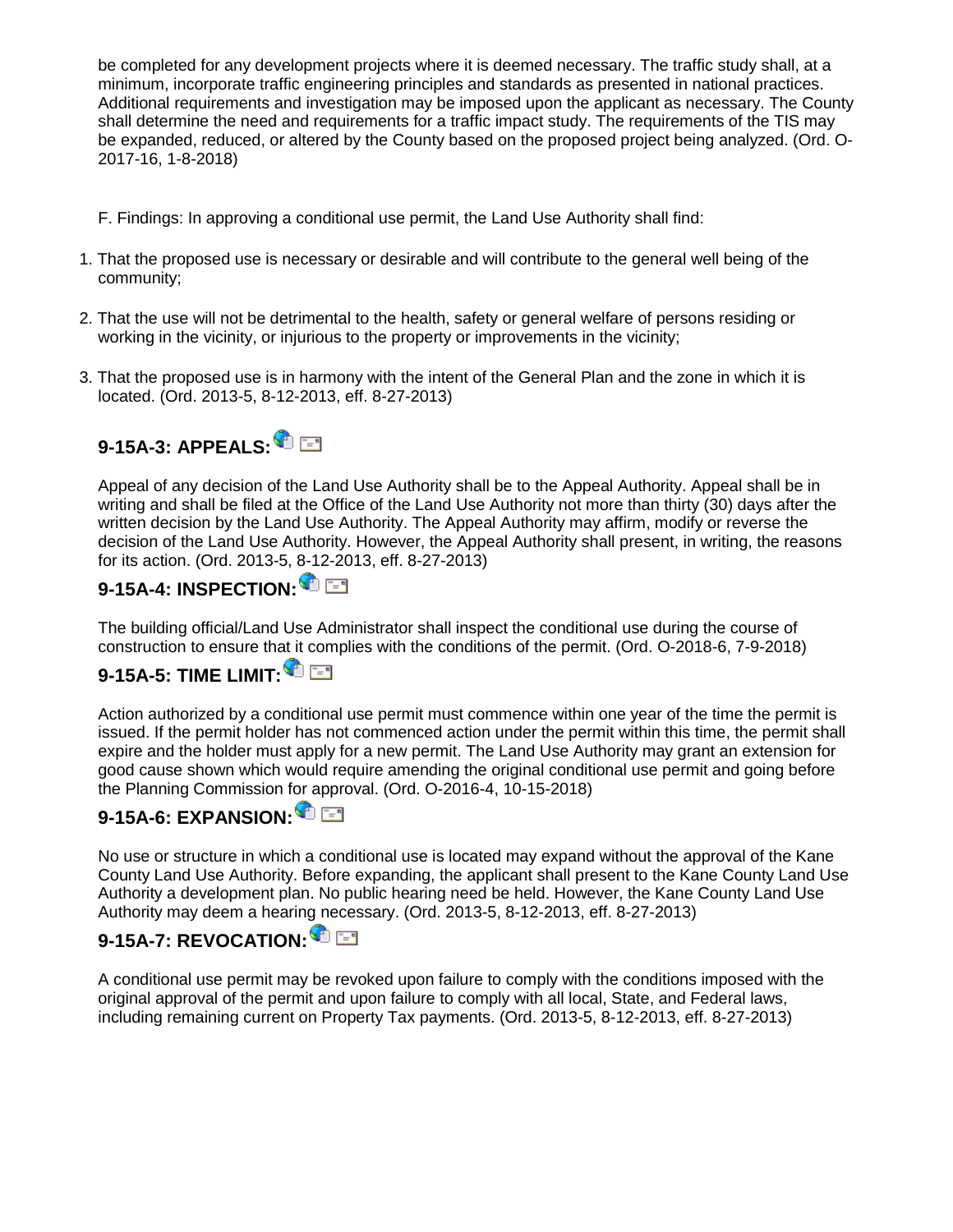be completed for any development projects where it is deemed necessary. The traffic study shall, at a minimum, incorporate traffic engineering principles and standards as presented in national practices. Additional requirements and investigation may be imposed upon the applicant as necessary. The County shall determine the need and requirements for a traffic impact study. The requirements of the TIS may be expanded, reduced, or altered by the County based on the proposed project being analyzed. (Ord. O-2017-16, 1-8-2018)

F. Findings: In approving a conditional use permit, the Land Use Authority shall find:

1. That the proposed use is necessary or desirable and will contribute to the general well being of the community;
2. That the use will not be detrimental to the health, safety or general welfare of persons residing or working in the vicinity, or injurious to the property or improvements in the vicinity;
3. That the proposed use is in harmony with the intent of the General Plan and the zone in which it is located. (Ord. 2013-5, 8-12-2013, eff. 8-27-2013)

## 9-15A-3: APPEALS:

Appeal of any decision of the Land Use Authority shall be to the Appeal Authority. Appeal shall be in writing and shall be filed at the Office of the Land Use Authority not more than thirty (30) days after the written decision by the Land Use Authority. The Appeal Authority may affirm, modify or reverse the decision of the Land Use Authority. However, the Appeal Authority shall present, in writing, the reasons for its action. (Ord. 2013-5, 8-12-2013, eff. 8-27-2013)

## 9-15A-4: INSPECTION:

The building official/Land Use Administrator shall inspect the conditional use during the course of construction to ensure that it complies with the conditions of the permit. (Ord. O-2018-6, 7-9-2018)

## 9-15A-5: TIME LIMIT:

Action authorized by a conditional use permit must commence within one year of the time the permit is issued. If the permit holder has not commenced action under the permit within this time, the permit shall expire and the holder must apply for a new permit. The Land Use Authority may grant an extension for good cause shown which would require amending the original conditional use permit and going before the Planning Commission for approval. (Ord. O-2016-4, 10-15-2018)

## 9-15A-6: EXPANSION:

No use or structure in which a conditional use is located may expand without the approval of the Kane County Land Use Authority. Before expanding, the applicant shall present to the Kane County Land Use Authority a development plan. No public hearing need be held. However, the Kane County Land Use Authority may deem a hearing necessary. (Ord. 2013-5, 8-12-2013, eff. 8-27-2013)

## 9-15A-7: REVOCATION:

A conditional use permit may be revoked upon failure to comply with the conditions imposed with the original approval of the permit and upon failure to comply with all local, State, and Federal laws, including remaining current on Property Tax payments. (Ord. 2013-5, 8-12-2013, eff. 8-27-2013)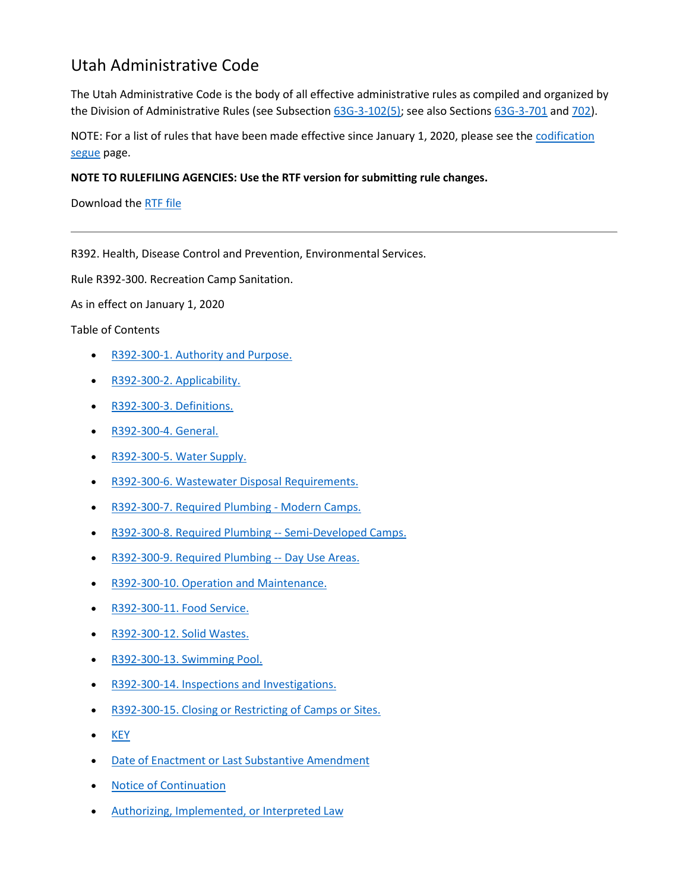# Utah Administrative Code

The Utah Administrative Code is the body of all effective administrative rules as compiled and organized by the Division of Administrative Rules (see Subsection 63G-3-102(5); see also Sections 63G-3-701 and 702).

NOTE: For a list of rules that have been made effective since January 1, 2020, please see the codification segue page.

**NOTE TO RULEFILING AGENCIES: Use the RTF version for submitting rule changes.**

Download the RTF file

---

R392. Health, Disease Control and Prevention, Environmental Services.

Rule R392-300. Recreation Camp Sanitation.

As in effect on January 1, 2020

Table of Contents

- R392-300-1. Authority and Purpose.
- R392-300-2. Applicability.
- R392-300-3. Definitions.
- R392-300-4. General.
- R392-300-5. Water Supply.
- R392-300-6. Wastewater Disposal Requirements.
- R392-300-7. Required Plumbing - Modern Camps.
- R392-300-8. Required Plumbing -- Semi-Developed Camps.
- R392-300-9. Required Plumbing -- Day Use Areas.
- R392-300-10. Operation and Maintenance.
- R392-300-11. Food Service.
- R392-300-12. Solid Wastes.
- R392-300-13. Swimming Pool.
- R392-300-14. Inspections and Investigations.
- R392-300-15. Closing or Restricting of Camps or Sites.
- KEY
- Date of Enactment or Last Substantive Amendment
- Notice of Continuation
- Authorizing, Implemented, or Interpreted Law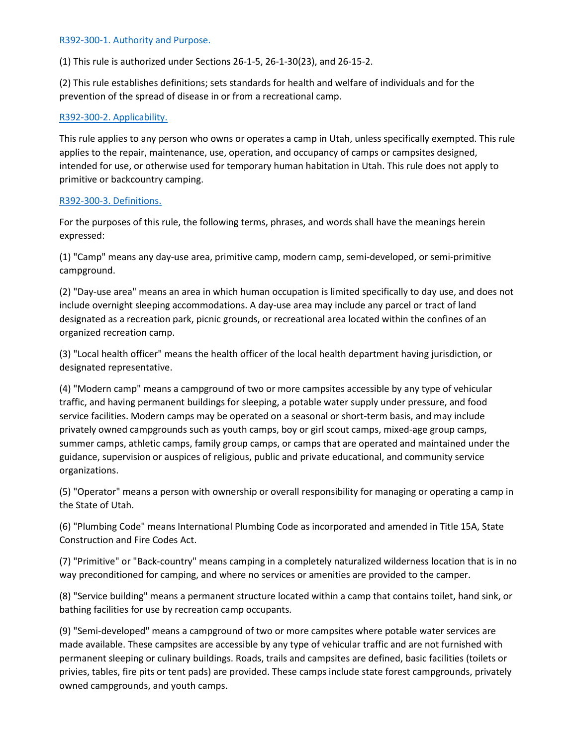[R392-300-1. Authority and Purpose.]

(1) This rule is authorized under Sections 26-1-5, 26-1-30(23), and 26-15-2.

(2) This rule establishes definitions; sets standards for health and welfare of individuals and for the prevention of the spread of disease in or from a recreational camp.

[R392-300-2. Applicability.]

This rule applies to any person who owns or operates a camp in Utah, unless specifically exempted. This rule applies to the repair, maintenance, use, operation, and occupancy of camps or campsites designed, intended for use, or otherwise used for temporary human habitation in Utah. This rule does not apply to primitive or backcountry camping.

[R392-300-3. Definitions.]

For the purposes of this rule, the following terms, phrases, and words shall have the meanings herein expressed:

(1) "Camp" means any day-use area, primitive camp, modern camp, semi-developed, or semi-primitive campground.

(2) "Day-use area" means an area in which human occupation is limited specifically to day use, and does not include overnight sleeping accommodations. A day-use area may include any parcel or tract of land designated as a recreation park, picnic grounds, or recreational area located within the confines of an organized recreation camp.

(3) "Local health officer" means the health officer of the local health department having jurisdiction, or designated representative.

(4) "Modern camp" means a campground of two or more campsites accessible by any type of vehicular traffic, and having permanent buildings for sleeping, a potable water supply under pressure, and food service facilities. Modern camps may be operated on a seasonal or short-term basis, and may include privately owned campgrounds such as youth camps, boy or girl scout camps, mixed-age group camps, summer camps, athletic camps, family group camps, or camps that are operated and maintained under the guidance, supervision or auspices of religious, public and private educational, and community service organizations.

(5) "Operator" means a person with ownership or overall responsibility for managing or operating a camp in the State of Utah.

(6) "Plumbing Code" means International Plumbing Code as incorporated and amended in Title 15A, State Construction and Fire Codes Act.

(7) "Primitive" or "Back-country" means camping in a completely naturalized wilderness location that is in no way preconditioned for camping, and where no services or amenities are provided to the camper.

(8) "Service building" means a permanent structure located within a camp that contains toilet, hand sink, or bathing facilities for use by recreation camp occupants.

(9) "Semi-developed" means a campground of two or more campsites where potable water services are made available. These campsites are accessible by any type of vehicular traffic and are not furnished with permanent sleeping or culinary buildings. Roads, trails and campsites are defined, basic facilities (toilets or privies, tables, fire pits or tent pads) are provided. These camps include state forest campgrounds, privately owned campgrounds, and youth camps.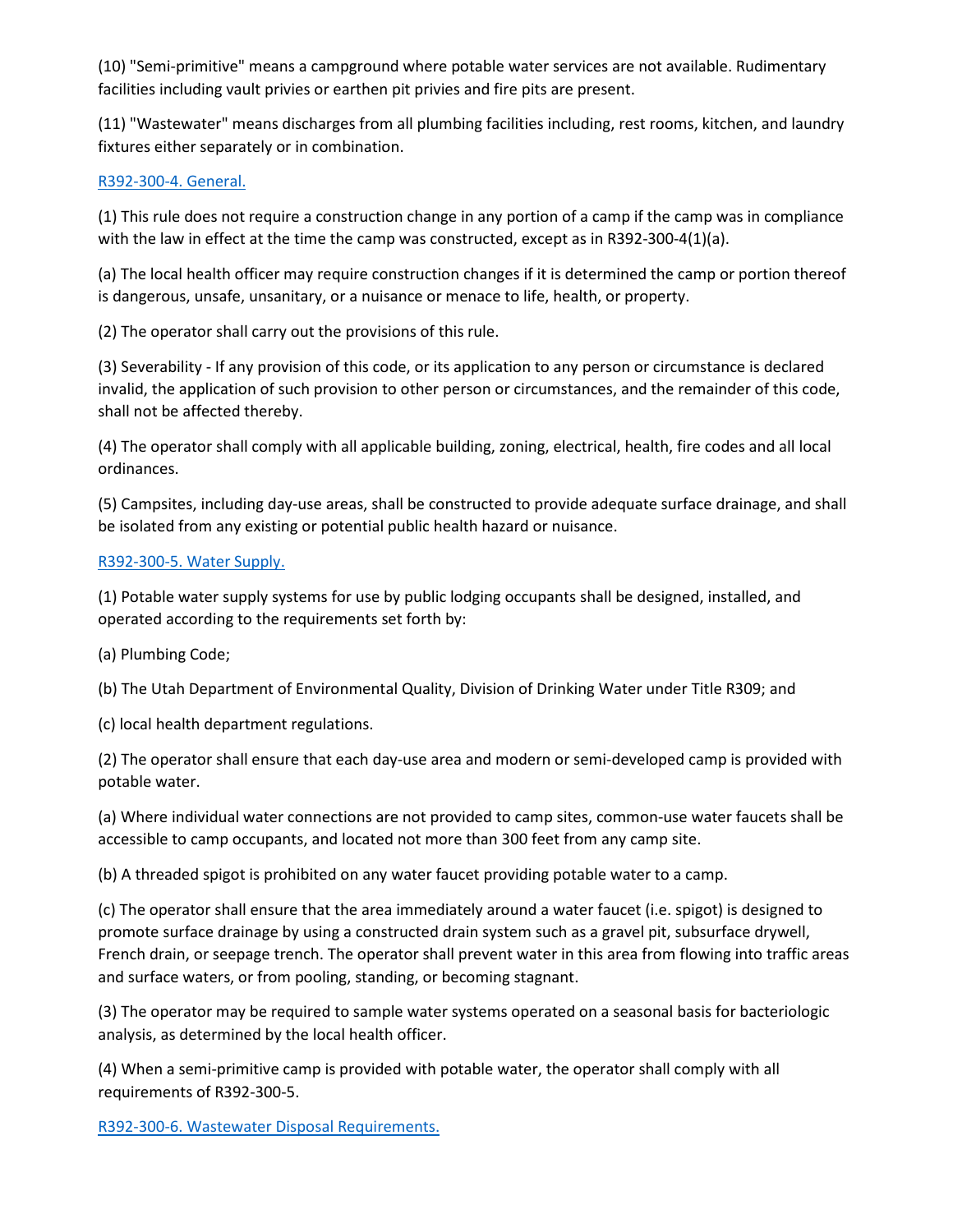(10) "Semi-primitive" means a campground where potable water services are not available. Rudimentary facilities including vault privies or earthen pit privies and fire pits are present.

(11) "Wastewater" means discharges from all plumbing facilities including, rest rooms, kitchen, and laundry fixtures either separately or in combination.

## R392-300-4. General.

(1) This rule does not require a construction change in any portion of a camp if the camp was in compliance with the law in effect at the time the camp was constructed, except as in R392-300-4(1)(a).

(a) The local health officer may require construction changes if it is determined the camp or portion thereof is dangerous, unsafe, unsanitary, or a nuisance or menace to life, health, or property.

(2) The operator shall carry out the provisions of this rule.

(3) Severability - If any provision of this code, or its application to any person or circumstance is declared invalid, the application of such provision to other person or circumstances, and the remainder of this code, shall not be affected thereby.

(4) The operator shall comply with all applicable building, zoning, electrical, health, fire codes and all local ordinances.

(5) Campsites, including day-use areas, shall be constructed to provide adequate surface drainage, and shall be isolated from any existing or potential public health hazard or nuisance.

## R392-300-5. Water Supply.

(1) Potable water supply systems for use by public lodging occupants shall be designed, installed, and operated according to the requirements set forth by:

(a) Plumbing Code;

(b) The Utah Department of Environmental Quality, Division of Drinking Water under Title R309; and

(c) local health department regulations.

(2) The operator shall ensure that each day-use area and modern or semi-developed camp is provided with potable water.

(a) Where individual water connections are not provided to camp sites, common-use water faucets shall be accessible to camp occupants, and located not more than 300 feet from any camp site.

(b) A threaded spigot is prohibited on any water faucet providing potable water to a camp.

(c) The operator shall ensure that the area immediately around a water faucet (i.e. spigot) is designed to promote surface drainage by using a constructed drain system such as a gravel pit, subsurface drywell, French drain, or seepage trench. The operator shall prevent water in this area from flowing into traffic areas and surface waters, or from pooling, standing, or becoming stagnant.

(3) The operator may be required to sample water systems operated on a seasonal basis for bacteriologic analysis, as determined by the local health officer.

(4) When a semi-primitive camp is provided with potable water, the operator shall comply with all requirements of R392-300-5.

## R392-300-6. Wastewater Disposal Requirements.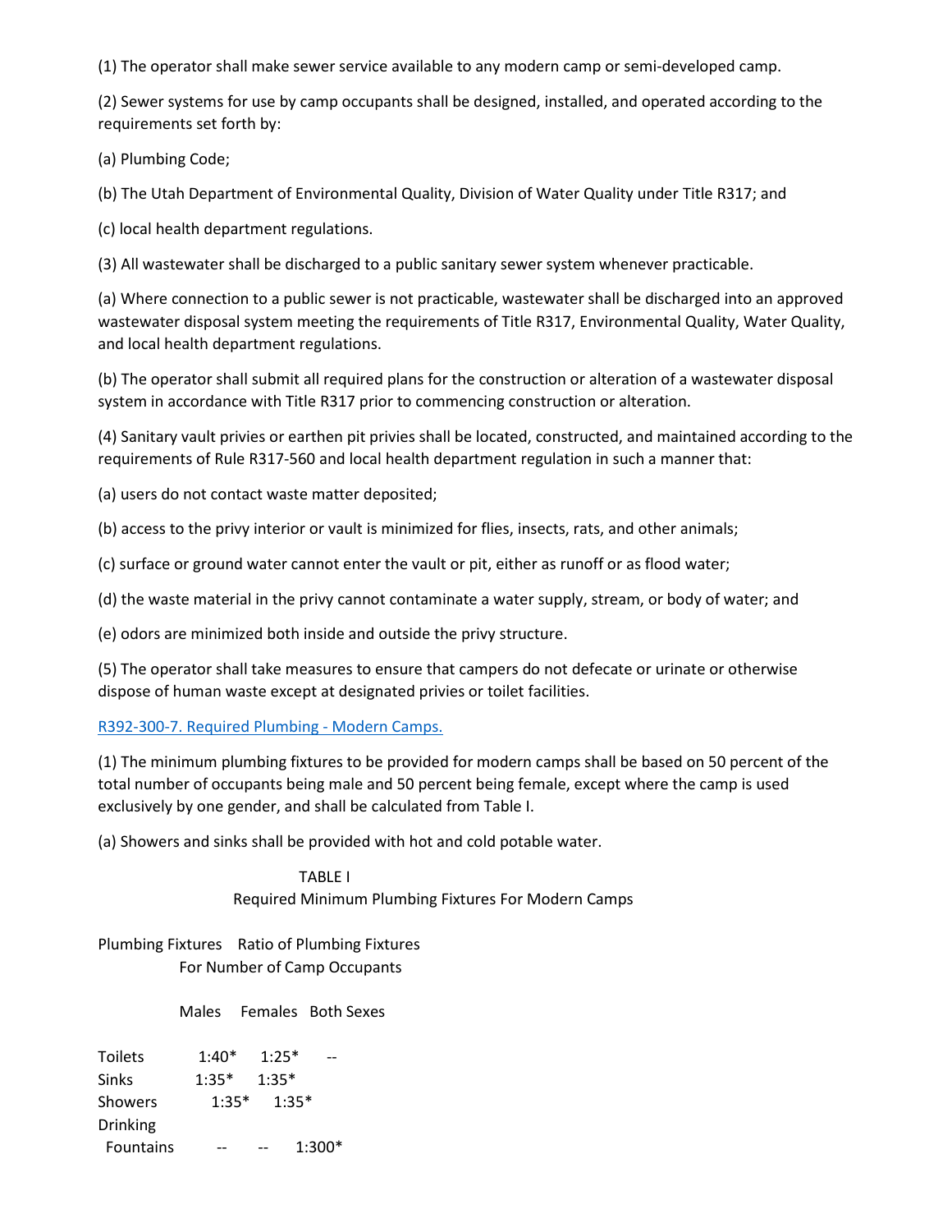(1) The operator shall make sewer service available to any modern camp or semi-developed camp.

(2) Sewer systems for use by camp occupants shall be designed, installed, and operated according to the requirements set forth by:

(a) Plumbing Code;

(b) The Utah Department of Environmental Quality, Division of Water Quality under Title R317; and

(c) local health department regulations.

(3) All wastewater shall be discharged to a public sanitary sewer system whenever practicable.

(a) Where connection to a public sewer is not practicable, wastewater shall be discharged into an approved wastewater disposal system meeting the requirements of Title R317, Environmental Quality, Water Quality, and local health department regulations.

(b) The operator shall submit all required plans for the construction or alteration of a wastewater disposal system in accordance with Title R317 prior to commencing construction or alteration.

(4) Sanitary vault privies or earthen pit privies shall be located, constructed, and maintained according to the requirements of Rule R317-560 and local health department regulation in such a manner that:

(a) users do not contact waste matter deposited;

(b) access to the privy interior or vault is minimized for flies, insects, rats, and other animals;

(c) surface or ground water cannot enter the vault or pit, either as runoff or as flood water;

(d) the waste material in the privy cannot contaminate a water supply, stream, or body of water; and

(e) odors are minimized both inside and outside the privy structure.

(5) The operator shall take measures to ensure that campers do not defecate or urinate or otherwise dispose of human waste except at designated privies or toilet facilities.

R392-300-7. Required Plumbing - Modern Camps.

(1) The minimum plumbing fixtures to be provided for modern camps shall be based on 50 percent of the total number of occupants being male and 50 percent being female, except where the camp is used exclusively by one gender, and shall be calculated from Table I.

(a) Showers and sinks shall be provided with hot and cold potable water.

TABLE I
Required Minimum Plumbing Fixtures For Modern Camps

| Plumbing Fixtures | Ratio of Plumbing Fixtures For Number of Camp Occupants | | |
|---|---|---|---|
| | Males | Females | Both Sexes |
| Toilets | 1:40* | 1:25* | -- |
| Sinks | 1:35* | 1:35* | |
| Showers | 1:35* | 1:35* | |
| Drinking Fountains | -- | -- | 1:300* |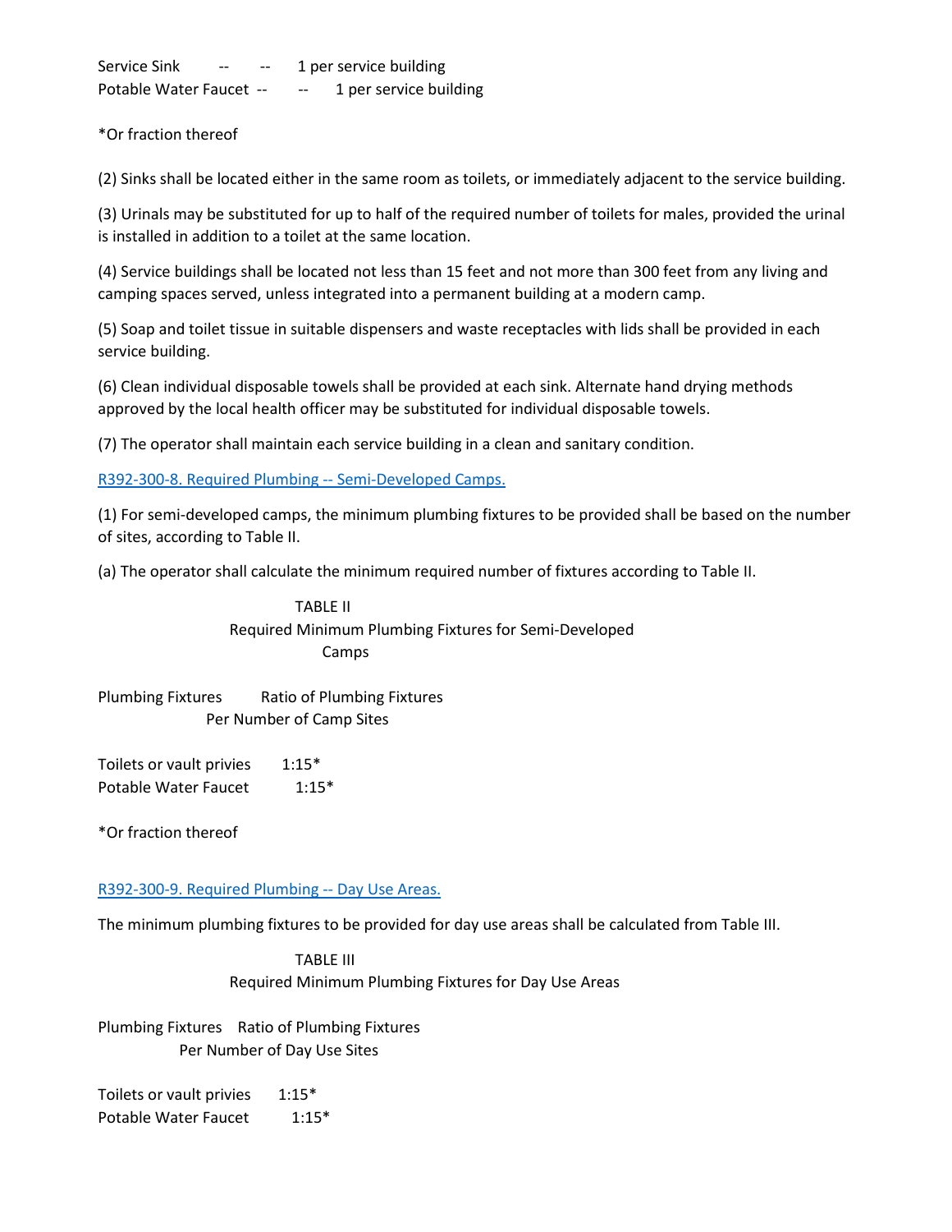| | | | |
|---|---|---|---|
| Service Sink | -- | -- | 1 per service building |
| Potable Water Faucet | -- | -- | 1 per service building |

*Or fraction thereof

(2) Sinks shall be located either in the same room as toilets, or immediately adjacent to the service building.

(3) Urinals may be substituted for up to half of the required number of toilets for males, provided the urinal is installed in addition to a toilet at the same location.

(4) Service buildings shall be located not less than 15 feet and not more than 300 feet from any living and camping spaces served, unless integrated into a permanent building at a modern camp.

(5) Soap and toilet tissue in suitable dispensers and waste receptacles with lids shall be provided in each service building.

(6) Clean individual disposable towels shall be provided at each sink. Alternate hand drying methods approved by the local health officer may be substituted for individual disposable towels.

(7) The operator shall maintain each service building in a clean and sanitary condition.

## R392-300-8. Required Plumbing -- Semi-Developed Camps.

(1) For semi-developed camps, the minimum plumbing fixtures to be provided shall be based on the number of sites, according to Table II.

(a) The operator shall calculate the minimum required number of fixtures according to Table II.

TABLE II
Required Minimum Plumbing Fixtures for Semi-Developed Camps

| Plumbing Fixtures | Ratio of Plumbing Fixtures Per Number of Camp Sites |
|---|---|
| Toilets or vault privies | 1:15* |
| Potable Water Faucet | 1:15* |

*Or fraction thereof

## R392-300-9. Required Plumbing -- Day Use Areas.

The minimum plumbing fixtures to be provided for day use areas shall be calculated from Table III.

TABLE III
Required Minimum Plumbing Fixtures for Day Use Areas

| Plumbing Fixtures | Ratio of Plumbing Fixtures Per Number of Day Use Sites |
|---|---|
| Toilets or vault privies | 1:15* |
| Potable Water Faucet | 1:15* |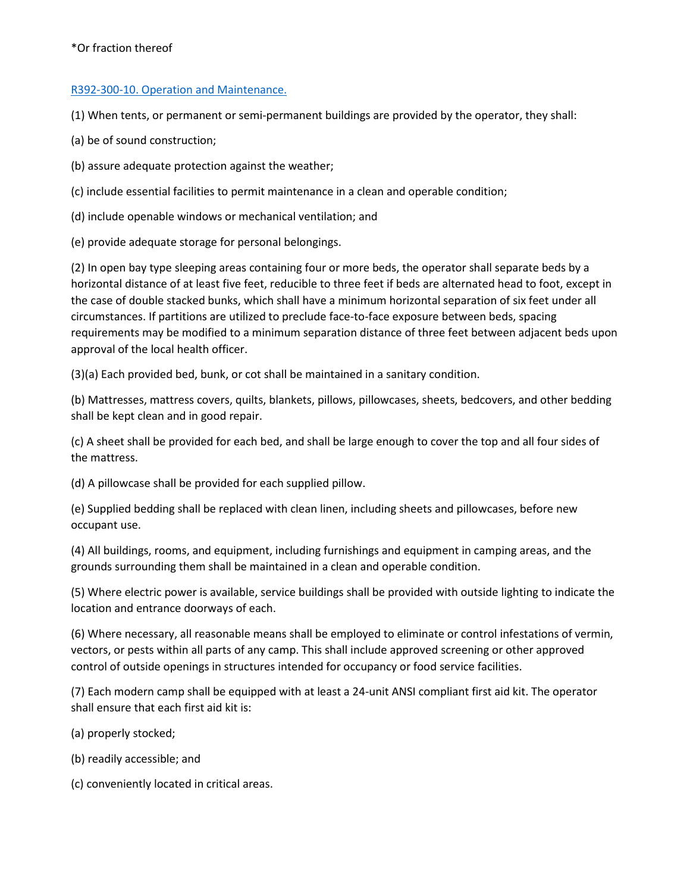*Or fraction thereof

[R392-300-10. Operation and Maintenance.]

(1) When tents, or permanent or semi-permanent buildings are provided by the operator, they shall:

(a) be of sound construction;

(b) assure adequate protection against the weather;

(c) include essential facilities to permit maintenance in a clean and operable condition;

(d) include openable windows or mechanical ventilation; and

(e) provide adequate storage for personal belongings.

(2) In open bay type sleeping areas containing four or more beds, the operator shall separate beds by a horizontal distance of at least five feet, reducible to three feet if beds are alternated head to foot, except in the case of double stacked bunks, which shall have a minimum horizontal separation of six feet under all circumstances. If partitions are utilized to preclude face-to-face exposure between beds, spacing requirements may be modified to a minimum separation distance of three feet between adjacent beds upon approval of the local health officer.

(3)(a) Each provided bed, bunk, or cot shall be maintained in a sanitary condition.

(b) Mattresses, mattress covers, quilts, blankets, pillows, pillowcases, sheets, bedcovers, and other bedding shall be kept clean and in good repair.

(c) A sheet shall be provided for each bed, and shall be large enough to cover the top and all four sides of the mattress.

(d) A pillowcase shall be provided for each supplied pillow.

(e) Supplied bedding shall be replaced with clean linen, including sheets and pillowcases, before new occupant use.

(4) All buildings, rooms, and equipment, including furnishings and equipment in camping areas, and the grounds surrounding them shall be maintained in a clean and operable condition.

(5) Where electric power is available, service buildings shall be provided with outside lighting to indicate the location and entrance doorways of each.

(6) Where necessary, all reasonable means shall be employed to eliminate or control infestations of vermin, vectors, or pests within all parts of any camp. This shall include approved screening or other approved control of outside openings in structures intended for occupancy or food service facilities.

(7) Each modern camp shall be equipped with at least a 24-unit ANSI compliant first aid kit. The operator shall ensure that each first aid kit is:

(a) properly stocked;

(b) readily accessible; and

(c) conveniently located in critical areas.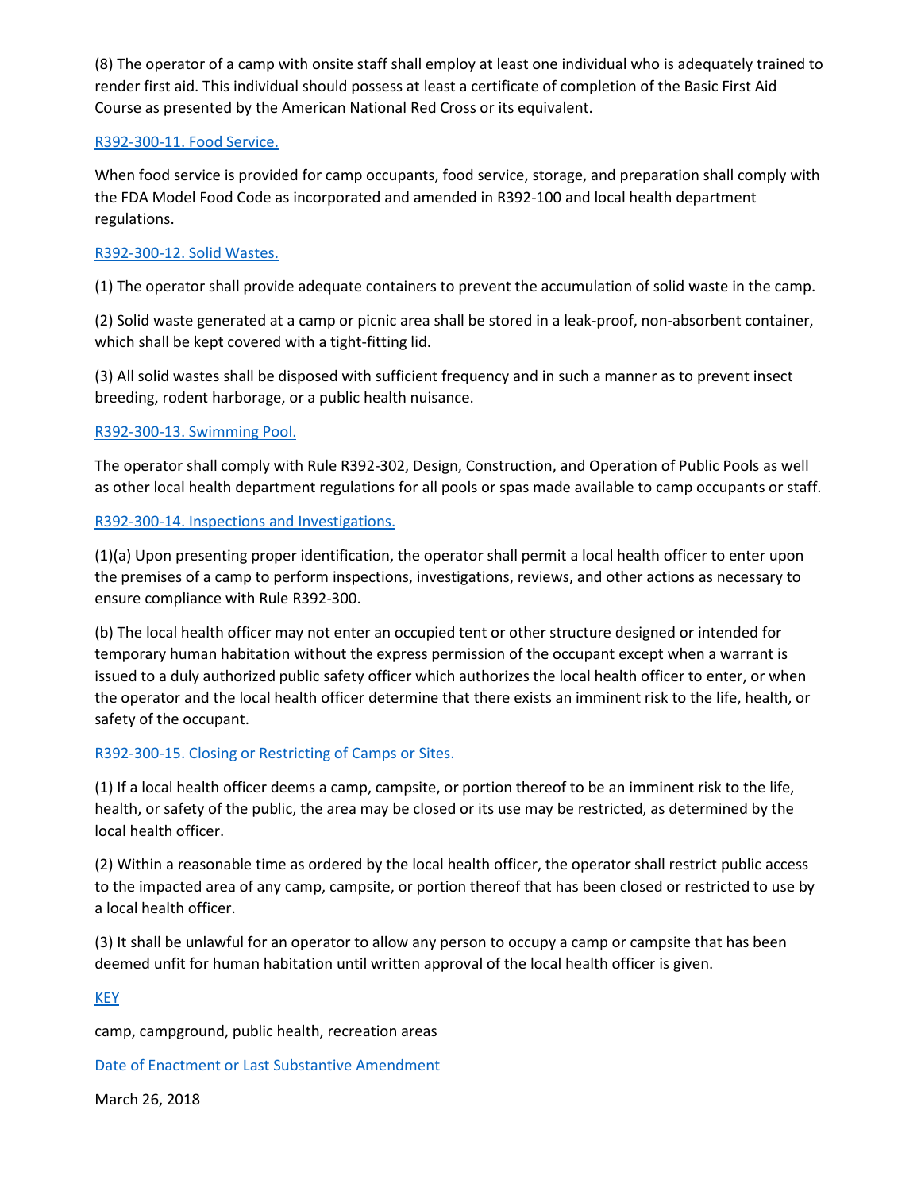(8) The operator of a camp with onsite staff shall employ at least one individual who is adequately trained to render first aid. This individual should possess at least a certificate of completion of the Basic First Aid Course as presented by the American National Red Cross or its equivalent.

## R392-300-11. Food Service.

When food service is provided for camp occupants, food service, storage, and preparation shall comply with the FDA Model Food Code as incorporated and amended in R392-100 and local health department regulations.

## R392-300-12. Solid Wastes.

(1) The operator shall provide adequate containers to prevent the accumulation of solid waste in the camp.

(2) Solid waste generated at a camp or picnic area shall be stored in a leak-proof, non-absorbent container, which shall be kept covered with a tight-fitting lid.

(3) All solid wastes shall be disposed with sufficient frequency and in such a manner as to prevent insect breeding, rodent harborage, or a public health nuisance.

## R392-300-13. Swimming Pool.

The operator shall comply with Rule R392-302, Design, Construction, and Operation of Public Pools as well as other local health department regulations for all pools or spas made available to camp occupants or staff.

## R392-300-14. Inspections and Investigations.

(1)(a) Upon presenting proper identification, the operator shall permit a local health officer to enter upon the premises of a camp to perform inspections, investigations, reviews, and other actions as necessary to ensure compliance with Rule R392-300.

(b) The local health officer may not enter an occupied tent or other structure designed or intended for temporary human habitation without the express permission of the occupant except when a warrant is issued to a duly authorized public safety officer which authorizes the local health officer to enter, or when the operator and the local health officer determine that there exists an imminent risk to the life, health, or safety of the occupant.

## R392-300-15. Closing or Restricting of Camps or Sites.

(1) If a local health officer deems a camp, campsite, or portion thereof to be an imminent risk to the life, health, or safety of the public, the area may be closed or its use may be restricted, as determined by the local health officer.

(2) Within a reasonable time as ordered by the local health officer, the operator shall restrict public access to the impacted area of any camp, campsite, or portion thereof that has been closed or restricted to use by a local health officer.

(3) It shall be unlawful for an operator to allow any person to occupy a camp or campsite that has been deemed unfit for human habitation until written approval of the local health officer is given.

## KEY

camp, campground, public health, recreation areas

## Date of Enactment or Last Substantive Amendment

March 26, 2018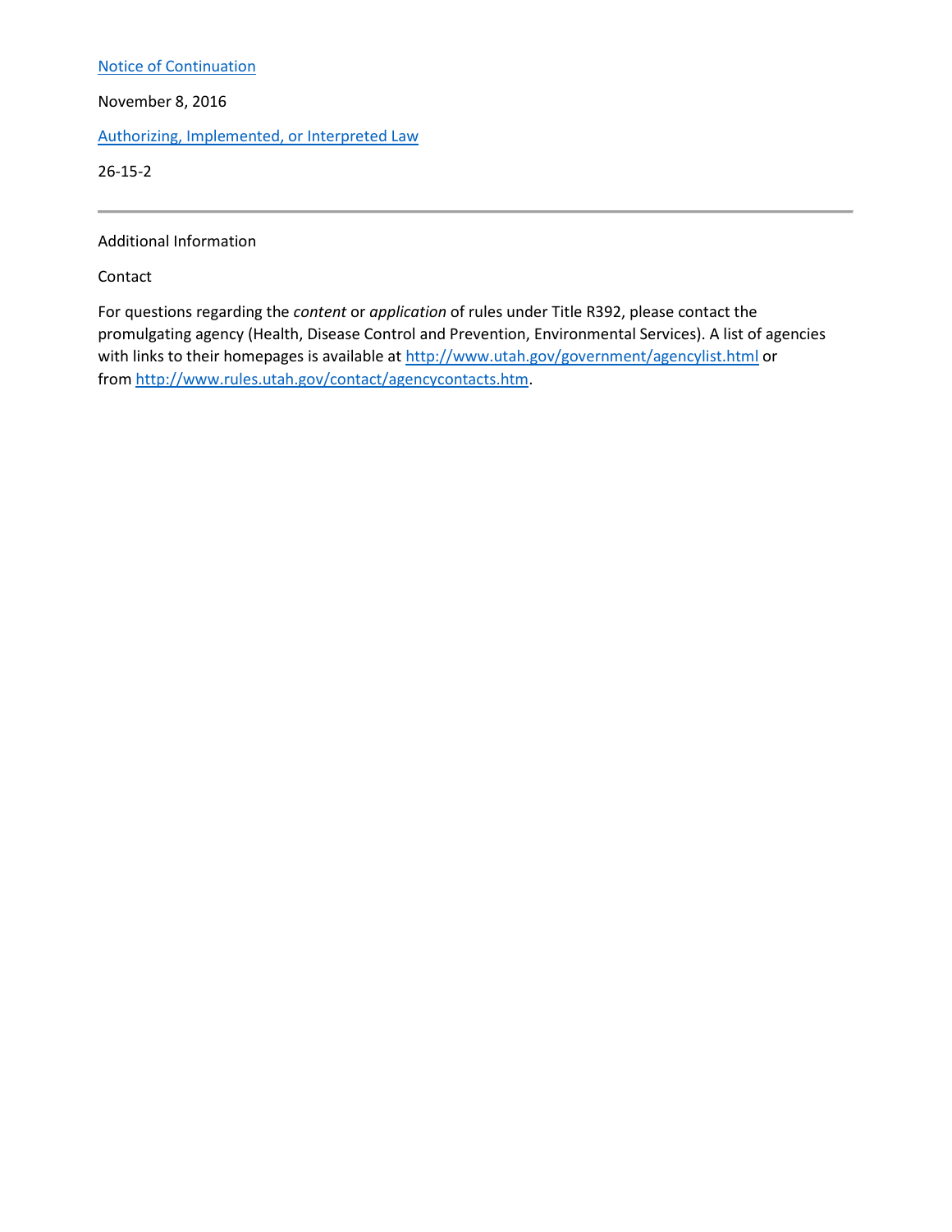[Notice of Continuation](#)

November 8, 2016

[Authorizing, Implemented, or Interpreted Law](#)

26-15-2

---

Additional Information

Contact

For questions regarding the *content* or *application* of rules under Title R392, please contact the promulgating agency (Health, Disease Control and Prevention, Environmental Services). A list of agencies with links to their homepages is available at [http://www.utah.gov/government/agencylist.html](http://www.utah.gov/government/agencylist.html) or from [http://www.rules.utah.gov/contact/agencycontacts.htm](http://www.rules.utah.gov/contact/agencycontacts.htm).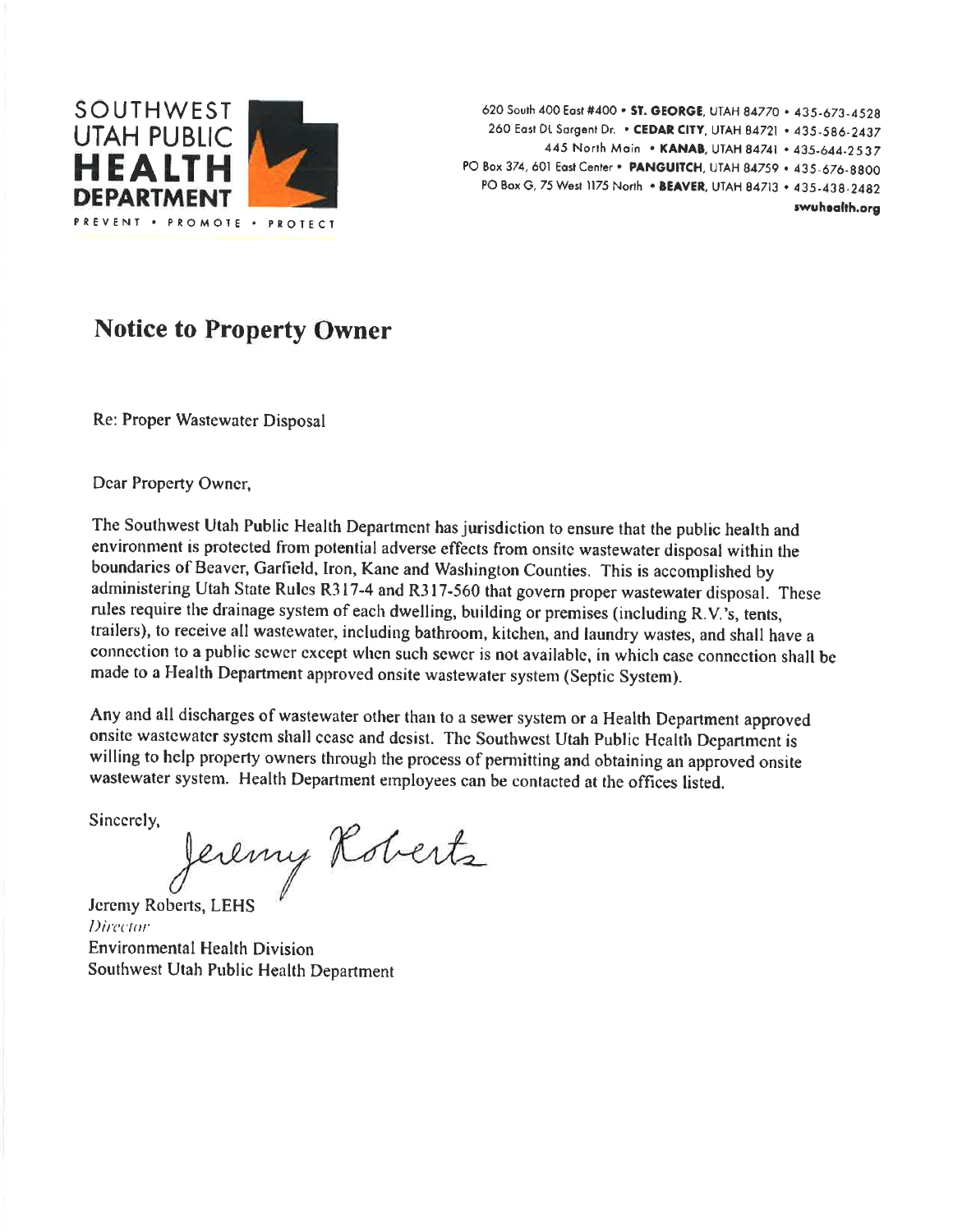SOUTHWEST
UTAH PUBLIC
**HEALTH**
**DEPARTMENT**
PREVENT • PROMOTE • PROTECT

620 South 400 East #400 • **ST. GEORGE**, UTAH 84770 • 435-673-4528
260 East DL Sargent Dr. • **CEDAR CITY**, UTAH 84721 • 435-586-2437
445 North Main • **KANAB**, UTAH 84741 • 435-644-2537
PO Box 374, 601 East Center • **PANGUITCH**, UTAH 84759 • 435-676-8800
PO Box G, 75 West 1175 North • **BEAVER**, UTAH 84713 • 435-438-2482
**swuhealth.org**

## Notice to Property Owner

Re: Proper Wastewater Disposal

Dear Property Owner,

The Southwest Utah Public Health Department has jurisdiction to ensure that the public health and environment is protected from potential adverse effects from onsite wastewater disposal within the boundaries of Beaver, Garfield, Iron, Kane and Washington Counties. This is accomplished by administering Utah State Rules R317-4 and R317-560 that govern proper wastewater disposal. These rules require the drainage system of each dwelling, building or premises (including R.V.'s, tents, trailers), to receive all wastewater, including bathroom, kitchen, and laundry wastes, and shall have a connection to a public sewer except when such sewer is not available, in which case connection shall be made to a Health Department approved onsite wastewater system (Septic System).

Any and all discharges of wastewater other than to a sewer system or a Health Department approved onsite wastewater system shall cease and desist. The Southwest Utah Public Health Department is willing to help property owners through the process of permitting and obtaining an approved onsite wastewater system. Health Department employees can be contacted at the offices listed.

Sincerely,

Jeremy Roberts

Jeremy Roberts, LEHS
*Director*
Environmental Health Division
Southwest Utah Public Health Department